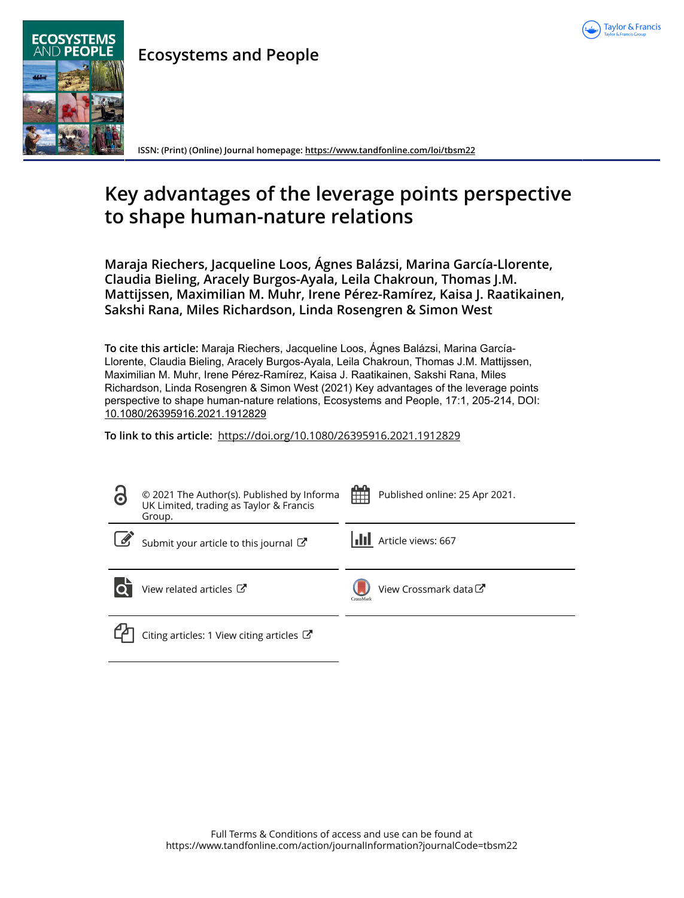Ecosystems and People

ISSN: (Print) (Online) Journal homepage: https://www.tandfonline.com/loi/tbsm22

# Key advantages of the leverage points perspective to shape human-nature relations

**Maraja Riechers, Jacqueline Loos, Ágnes Balázsi, Marina García-Llorente, Claudia Bieling, Aracely Burgos-Ayala, Leila Chakroun, Thomas J.M. Mattijssen, Maximilian M. Muhr, Irene Pérez-Ramírez, Kaisa J. Raatikainen, Sakshi Rana, Miles Richardson, Linda Rosengren & Simon West**

**To cite this article:** Maraja Riechers, Jacqueline Loos, Ágnes Balázsi, Marina García-Llorente, Claudia Bieling, Aracely Burgos-Ayala, Leila Chakroun, Thomas J.M. Mattijssen, Maximilian M. Muhr, Irene Pérez-Ramírez, Kaisa J. Raatikainen, Sakshi Rana, Miles Richardson, Linda Rosengren & Simon West (2021) Key advantages of the leverage points perspective to shape human-nature relations, Ecosystems and People, 17:1, 205-214, DOI: 10.1080/26395916.2021.1912829

**To link to this article:** https://doi.org/10.1080/26395916.2021.1912829

© 2021 The Author(s). Published by Informa UK Limited, trading as Taylor & Francis Group.

Published online: 25 Apr 2021.

Submit your article to this journal

Article views: 667

View related articles

View Crossmark data

Citing articles: 1 View citing articles

Full Terms & Conditions of access and use can be found at https://www.tandfonline.com/action/journalInformation?journalCode=tbsm22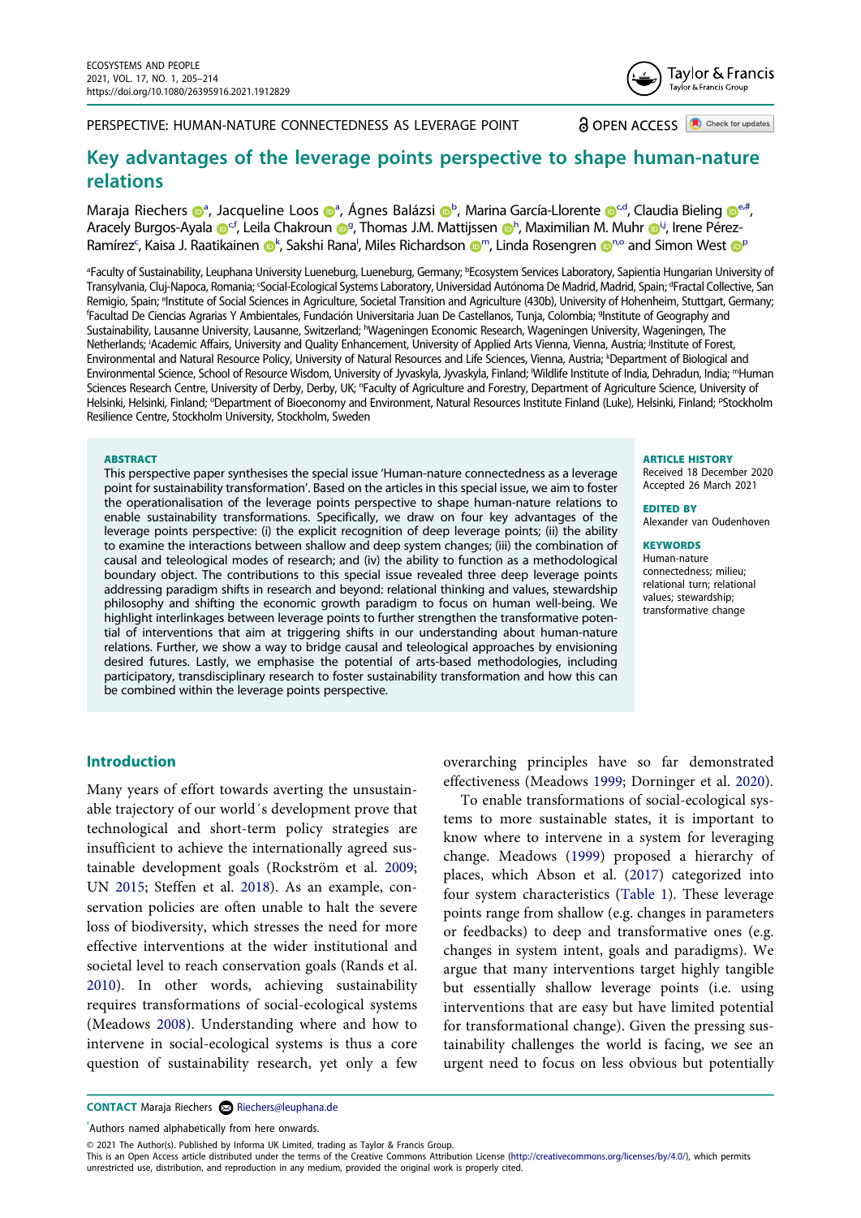PERSPECTIVE: HUMAN-NATURE CONNECTEDNESS AS LEVERAGE POINT

OPEN ACCESS

# Key advantages of the leverage points perspective to shape human-nature relations

Maraja Riechers[a], Jacqueline Loos[a], Ágnes Balázsi[b], Marina García-Llorente[c,d], Claudia Bieling[e,#], Aracely Burgos-Ayala[c,f], Leila Chakroun[g], Thomas J.M. Mattijssen[h], Maximilian M. Muhr[i,j], Irene Pérez-Ramírez[c], Kaisa J. Raatikainen[k], Sakshi Rana[l], Miles Richardson[m], Linda Rosengren[n,o] and Simon West[p]

[a]Faculty of Sustainability, Leuphana University Lueneburg, Lueneburg, Germany; [b]Ecosystem Services Laboratory, Sapientia Hungarian University of Transylvania, Cluj-Napoca, Romania; [c]Social-Ecological Systems Laboratory, Universidad Autónoma De Madrid, Madrid, Spain; [d]Fractal Collective, San Remigio, Spain; [e]Institute of Social Sciences in Agriculture, Societal Transition and Agriculture (430b), University of Hohenheim, Stuttgart, Germany; [f]Facultad De Ciencias Agrarias Y Ambientales, Fundación Universitaria Juan De Castellanos, Tunja, Colombia; [g]Institute of Geography and Sustainability, Lausanne University, Lausanne, Switzerland; [h]Wageningen Economic Research, Wageningen University, Wageningen, The Netherlands; [i]Academic Affairs, University and Quality Enhancement, University of Applied Arts Vienna, Vienna, Austria; [j]Institute of Forest, Environmental and Natural Resource Policy, University of Natural Resources and Life Sciences, Vienna, Austria; [k]Department of Biological and Environmental Science, School of Resource Wisdom, University of Jyvaskyla, Jyvaskyla, Finland; [l]Wildlife Institute of India, Dehradun, India; [m]Human Sciences Research Centre, University of Derby, Derby, UK; [n]Faculty of Agriculture and Forestry, Department of Agriculture Science, University of Helsinki, Helsinki, Finland; [o]Department of Bioeconomy and Environment, Natural Resources Institute Finland (Luke), Helsinki, Finland; [p]Stockholm Resilience Centre, Stockholm University, Stockholm, Sweden

## ABSTRACT

This perspective paper synthesises the special issue 'Human-nature connectedness as a leverage point for sustainability transformation'. Based on the articles in this special issue, we aim to foster the operationalisation of the leverage points perspective to shape human-nature relations to enable sustainability transformations. Specifically, we draw on four key advantages of the leverage points perspective: (i) the explicit recognition of deep leverage points; (ii) the ability to examine the interactions between shallow and deep system changes; (iii) the combination of causal and teleological modes of research; and (iv) the ability to function as a methodological boundary object. The contributions to this special issue revealed three deep leverage points addressing paradigm shifts in research and beyond: relational thinking and values, stewardship philosophy and shifting the economic growth paradigm to focus on human well-being. We highlight interlinkages between leverage points to further strengthen the transformative potential of interventions that aim at triggering shifts in our understanding about human-nature relations. Further, we show a way to bridge causal and teleological approaches by envisioning desired futures. Lastly, we emphasise the potential of arts-based methodologies, including participatory, transdisciplinary research to foster sustainability transformation and how this can be combined within the leverage points perspective.

**ARTICLE HISTORY**
Received 18 December 2020
Accepted 26 March 2021

**EDITED BY**
Alexander van Oudenhoven

**KEYWORDS**
Human-nature connectedness; milieu; relational turn; relational values; stewardship; transformative change

## Introduction

Many years of effort towards averting the unsustainable trajectory of our world´s development prove that technological and short-term policy strategies are insufficient to achieve the internationally agreed sustainable development goals (Rockström et al. 2009; UN 2015; Steffen et al. 2018). As an example, conservation policies are often unable to halt the severe loss of biodiversity, which stresses the need for more effective interventions at the wider institutional and societal level to reach conservation goals (Rands et al. 2010). In other words, achieving sustainability requires transformations of social-ecological systems (Meadows 2008). Understanding where and how to intervene in social-ecological systems is thus a core question of sustainability research, yet only a few overarching principles have so far demonstrated effectiveness (Meadows 1999; Dorninger et al. 2020).

To enable transformations of social-ecological systems to more sustainable states, it is important to know where to intervene in a system for leveraging change. Meadows (1999) proposed a hierarchy of places, which Abson et al. (2017) categorized into four system characteristics (Table 1). These leverage points range from shallow (e.g. changes in parameters or feedbacks) to deep and transformative ones (e.g. changes in system intent, goals and paradigms). We argue that many interventions target highly tangible but essentially shallow leverage points (i.e. using interventions that are easy but have limited potential for transformational change). Given the pressing sustainability challenges the world is facing, we see an urgent need to focus on less obvious but potentially

**CONTACT** Maraja Riechers Riechers@leuphana.de

[#]Authors named alphabetically from here onwards.

© 2021 The Author(s). Published by Informa UK Limited, trading as Taylor & Francis Group.
This is an Open Access article distributed under the terms of the Creative Commons Attribution License (http://creativecommons.org/licenses/by/4.0/), which permits unrestricted use, distribution, and reproduction in any medium, provided the original work is properly cited.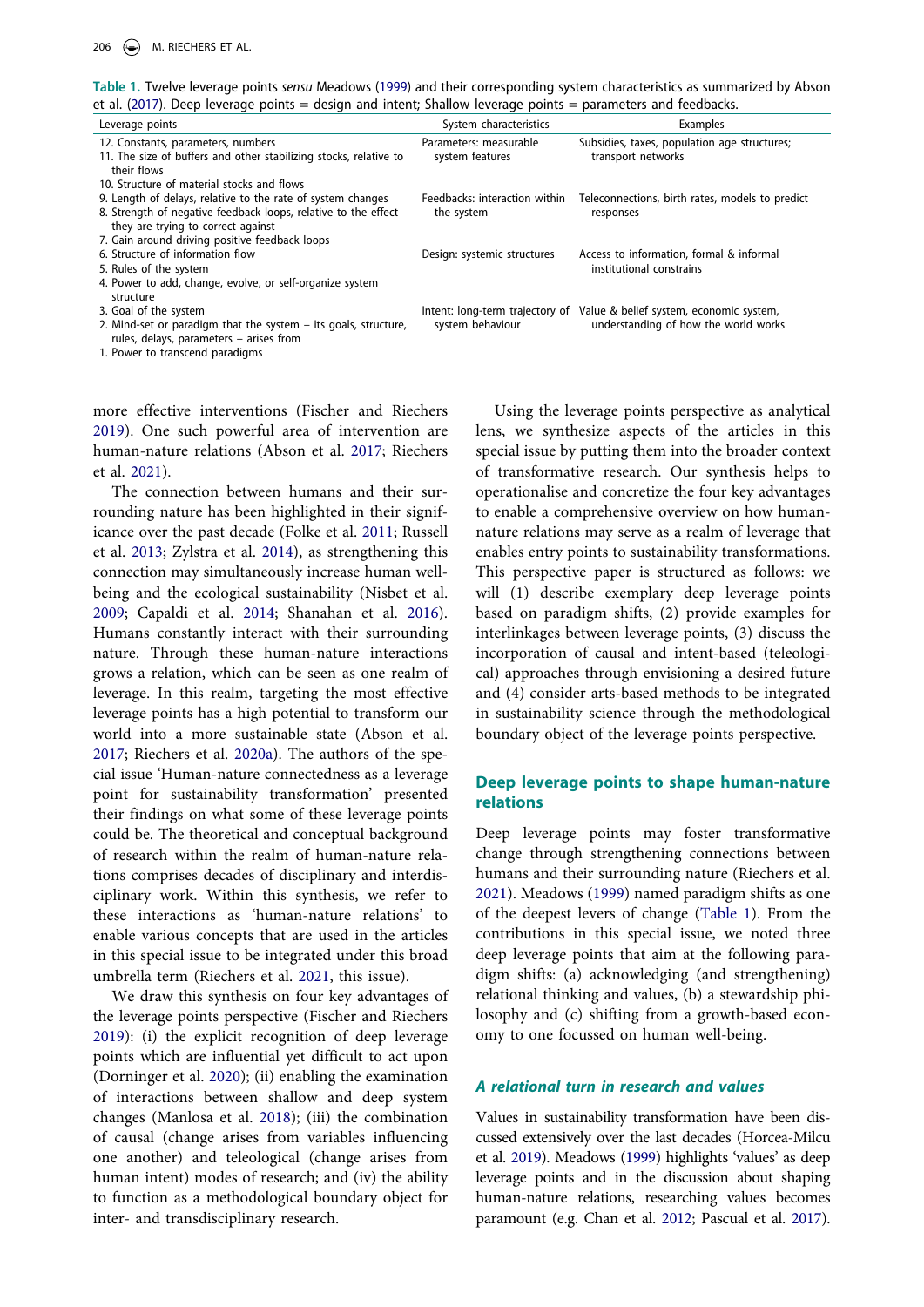Table 1. Twelve leverage points *sensu* Meadows (1999) and their corresponding system characteristics as summarized by Abson et al. (2017). Deep leverage points = design and intent; Shallow leverage points = parameters and feedbacks.

| Leverage points | System characteristics | Examples |
|---|---|---|
| 12. Constants, parameters, numbers<br>11. The size of buffers and other stabilizing stocks, relative to their flows<br>10. Structure of material stocks and flows | Parameters: measurable system features | Subsidies, taxes, population age structures; transport networks |
| 9. Length of delays, relative to the rate of system changes<br>8. Strength of negative feedback loops, relative to the effect they are trying to correct against<br>7. Gain around driving positive feedback loops | Feedbacks: interaction within the system | Teleconnections, birth rates, models to predict responses |
| 6. Structure of information flow<br>5. Rules of the system<br>4. Power to add, change, evolve, or self-organize system structure | Design: systemic structures | Access to information, formal & informal institutional constrains |
| 3. Goal of the system<br>2. Mind-set or paradigm that the system – its goals, structure, rules, delays, parameters – arises from<br>1. Power to transcend paradigms | Intent: long-term trajectory of system behaviour | Value & belief system, economic system, understanding of how the world works |

more effective interventions (Fischer and Riechers 2019). One such powerful area of intervention are human-nature relations (Abson et al. 2017; Riechers et al. 2021).

The connection between humans and their surrounding nature has been highlighted in their significance over the past decade (Folke et al. 2011; Russell et al. 2013; Zylstra et al. 2014), as strengthening this connection may simultaneously increase human well-being and the ecological sustainability (Nisbet et al. 2009; Capaldi et al. 2014; Shanahan et al. 2016). Humans constantly interact with their surrounding nature. Through these human-nature interactions grows a relation, which can be seen as one realm of leverage. In this realm, targeting the most effective leverage points has a high potential to transform our world into a more sustainable state (Abson et al. 2017; Riechers et al. 2020a). The authors of the special issue 'Human-nature connectedness as a leverage point for sustainability transformation' presented their findings on what some of these leverage points could be. The theoretical and conceptual background of research within the realm of human-nature relations comprises decades of disciplinary and interdisciplinary work. Within this synthesis, we refer to these interactions as 'human-nature relations' to enable various concepts that are used in the articles in this special issue to be integrated under this broad umbrella term (Riechers et al. 2021, this issue).

We draw this synthesis on four key advantages of the leverage points perspective (Fischer and Riechers 2019): (i) the explicit recognition of deep leverage points which are influential yet difficult to act upon (Dorninger et al. 2020); (ii) enabling the examination of interactions between shallow and deep system changes (Manlosa et al. 2018); (iii) the combination of causal (change arises from variables influencing one another) and teleological (change arises from human intent) modes of research; and (iv) the ability to function as a methodological boundary object for inter- and transdisciplinary research.

Using the leverage points perspective as analytical lens, we synthesize aspects of the articles in this special issue by putting them into the broader context of transformative research. Our synthesis helps to operationalise and concretize the four key advantages to enable a comprehensive overview on how human-nature relations may serve as a realm of leverage that enables entry points to sustainability transformations. This perspective paper is structured as follows: we will (1) describe exemplary deep leverage points based on paradigm shifts, (2) provide examples for interlinkages between leverage points, (3) discuss the incorporation of causal and intent-based (teleological) approaches through envisioning a desired future and (4) consider arts-based methods to be integrated in sustainability science through the methodological boundary object of the leverage points perspective.

## Deep leverage points to shape human-nature relations

Deep leverage points may foster transformative change through strengthening connections between humans and their surrounding nature (Riechers et al. 2021). Meadows (1999) named paradigm shifts as one of the deepest levers of change (Table 1). From the contributions in this special issue, we noted three deep leverage points that aim at the following paradigm shifts: (a) acknowledging (and strengthening) relational thinking and values, (b) a stewardship philosophy and (c) shifting from a growth-based economy to one focussed on human well-being.

### *A relational turn in research and values*

Values in sustainability transformation have been discussed extensively over the last decades (Horcea-Milcu et al. 2019). Meadows (1999) highlights 'values' as deep leverage points and in the discussion about shaping human-nature relations, researching values becomes paramount (e.g. Chan et al. 2012; Pascual et al. 2017).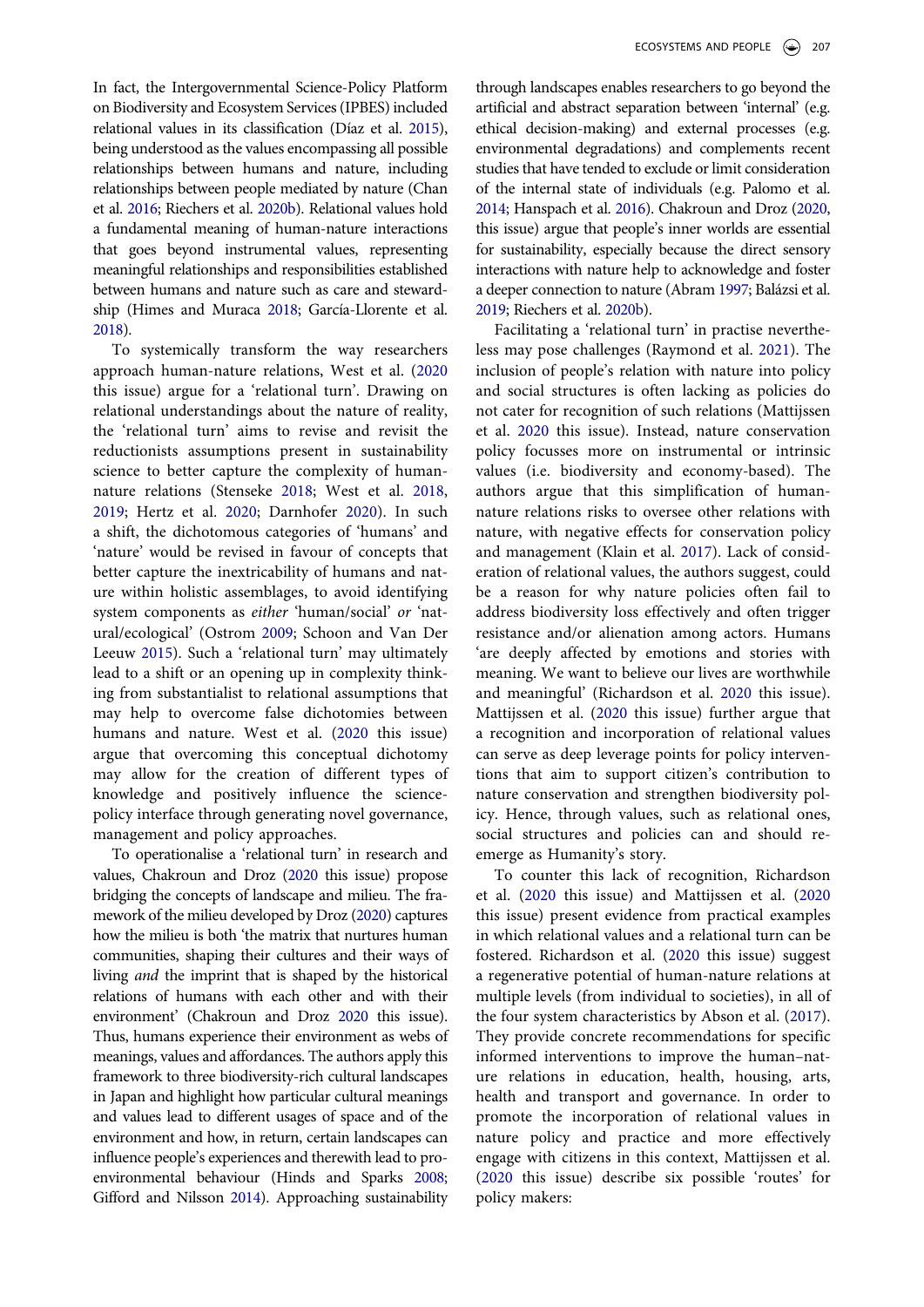In fact, the Intergovernmental Science-Policy Platform on Biodiversity and Ecosystem Services (IPBES) included relational values in its classification (Díaz et al. 2015), being understood as the values encompassing all possible relationships between humans and nature, including relationships between people mediated by nature (Chan et al. 2016; Riechers et al. 2020b). Relational values hold a fundamental meaning of human-nature interactions that goes beyond instrumental values, representing meaningful relationships and responsibilities established between humans and nature such as care and stewardship (Himes and Muraca 2018; García-Llorente et al. 2018).

To systemically transform the way researchers approach human-nature relations, West et al. (2020 this issue) argue for a 'relational turn'. Drawing on relational understandings about the nature of reality, the 'relational turn' aims to revise and revisit the reductionists assumptions present in sustainability science to better capture the complexity of human-nature relations (Stenseke 2018; West et al. 2018, 2019; Hertz et al. 2020; Darnhofer 2020). In such a shift, the dichotomous categories of 'humans' and 'nature' would be revised in favour of concepts that better capture the inextricability of humans and nature within holistic assemblages, to avoid identifying system components as *either* 'human/social' *or* 'natural/ecological' (Ostrom 2009; Schoon and Van Der Leeuw 2015). Such a 'relational turn' may ultimately lead to a shift or an opening up in complexity thinking from substantialist to relational assumptions that may help to overcome false dichotomies between humans and nature. West et al. (2020 this issue) argue that overcoming this conceptual dichotomy may allow for the creation of different types of knowledge and positively influence the science-policy interface through generating novel governance, management and policy approaches.

To operationalise a 'relational turn' in research and values, Chakroun and Droz (2020 this issue) propose bridging the concepts of landscape and milieu. The framework of the milieu developed by Droz (2020) captures how the milieu is both 'the matrix that nurtures human communities, shaping their cultures and their ways of living *and* the imprint that is shaped by the historical relations of humans with each other and with their environment' (Chakroun and Droz 2020 this issue). Thus, humans experience their environment as webs of meanings, values and affordances. The authors apply this framework to three biodiversity-rich cultural landscapes in Japan and highlight how particular cultural meanings and values lead to different usages of space and of the environment and how, in return, certain landscapes can influence people's experiences and therewith lead to pro-environmental behaviour (Hinds and Sparks 2008; Gifford and Nilsson 2014). Approaching sustainability through landscapes enables researchers to go beyond the artificial and abstract separation between 'internal' (e.g. ethical decision-making) and external processes (e.g. environmental degradations) and complements recent studies that have tended to exclude or limit consideration of the internal state of individuals (e.g. Palomo et al. 2014; Hanspach et al. 2016). Chakroun and Droz (2020, this issue) argue that people's inner worlds are essential for sustainability, especially because the direct sensory interactions with nature help to acknowledge and foster a deeper connection to nature (Abram 1997; Balázsi et al. 2019; Riechers et al. 2020b).

Facilitating a 'relational turn' in practise nevertheless may pose challenges (Raymond et al. 2021). The inclusion of people's relation with nature into policy and social structures is often lacking as policies do not cater for recognition of such relations (Mattijssen et al. 2020 this issue). Instead, nature conservation policy focusses more on instrumental or intrinsic values (i.e. biodiversity and economy-based). The authors argue that this simplification of human-nature relations risks to oversee other relations with nature, with negative effects for conservation policy and management (Klain et al. 2017). Lack of consideration of relational values, the authors suggest, could be a reason for why nature policies often fail to address biodiversity loss effectively and often trigger resistance and/or alienation among actors. Humans 'are deeply affected by emotions and stories with meaning. We want to believe our lives are worthwhile and meaningful' (Richardson et al. 2020 this issue). Mattijssen et al. (2020 this issue) further argue that a recognition and incorporation of relational values can serve as deep leverage points for policy interventions that aim to support citizen's contribution to nature conservation and strengthen biodiversity policy. Hence, through values, such as relational ones, social structures and policies can and should re-emerge as Humanity's story.

To counter this lack of recognition, Richardson et al. (2020 this issue) and Mattijssen et al. (2020 this issue) present evidence from practical examples in which relational values and a relational turn can be fostered. Richardson et al. (2020 this issue) suggest a regenerative potential of human-nature relations at multiple levels (from individual to societies), in all of the four system characteristics by Abson et al. (2017). They provide concrete recommendations for specific informed interventions to improve the human–nature relations in education, health, housing, arts, health and transport and governance. In order to promote the incorporation of relational values in nature policy and practice and more effectively engage with citizens in this context, Mattijssen et al. (2020 this issue) describe six possible 'routes' for policy makers: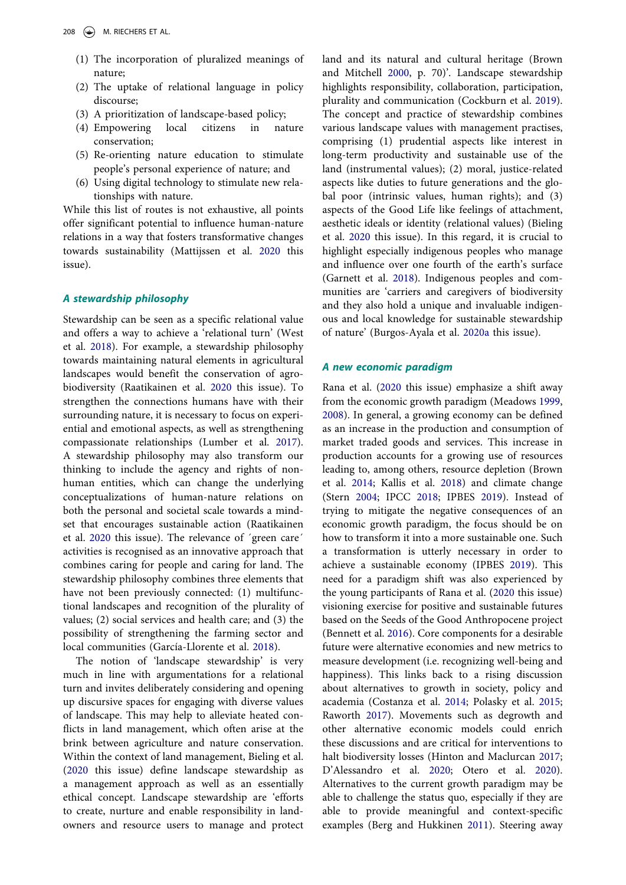(1) The incorporation of pluralized meanings of nature;
(2) The uptake of relational language in policy discourse;
(3) A prioritization of landscape-based policy;
(4) Empowering local citizens in nature conservation;
(5) Re-orienting nature education to stimulate people's personal experience of nature; and
(6) Using digital technology to stimulate new relationships with nature.

While this list of routes is not exhaustive, all points offer significant potential to influence human-nature relations in a way that fosters transformative changes towards sustainability (Mattijssen et al. 2020 this issue).

### *A stewardship philosophy*

Stewardship can be seen as a specific relational value and offers a way to achieve a 'relational turn' (West et al. 2018). For example, a stewardship philosophy towards maintaining natural elements in agricultural landscapes would benefit the conservation of agrobiodiversity (Raatikainen et al. 2020 this issue). To strengthen the connections humans have with their surrounding nature, it is necessary to focus on experiential and emotional aspects, as well as strengthening compassionate relationships (Lumber et al. 2017). A stewardship philosophy may also transform our thinking to include the agency and rights of non-human entities, which can change the underlying conceptualizations of human-nature relations on both the personal and societal scale towards a mindset that encourages sustainable action (Raatikainen et al. 2020 this issue). The relevance of ´green care´ activities is recognised as an innovative approach that combines caring for people and caring for land. The stewardship philosophy combines three elements that have not been previously connected: (1) multifunctional landscapes and recognition of the plurality of values; (2) social services and health care; and (3) the possibility of strengthening the farming sector and local communities (García-Llorente et al. 2018).

The notion of 'landscape stewardship' is very much in line with argumentations for a relational turn and invites deliberately considering and opening up discursive spaces for engaging with diverse values of landscape. This may help to alleviate heated conflicts in land management, which often arise at the brink between agriculture and nature conservation. Within the context of land management, Bieling et al. (2020 this issue) define landscape stewardship as a management approach as well as an essentially ethical concept. Landscape stewardship are 'efforts to create, nurture and enable responsibility in landowners and resource users to manage and protect land and its natural and cultural heritage (Brown and Mitchell 2000, p. 70)'. Landscape stewardship highlights responsibility, collaboration, participation, plurality and communication (Cockburn et al. 2019). The concept and practice of stewardship combines various landscape values with management practises, comprising (1) prudential aspects like interest in long-term productivity and sustainable use of the land (instrumental values); (2) moral, justice-related aspects like duties to future generations and the global poor (intrinsic values, human rights); and (3) aspects of the Good Life like feelings of attachment, aesthetic ideals or identity (relational values) (Bieling et al. 2020 this issue). In this regard, it is crucial to highlight especially indigenous peoples who manage and influence over one fourth of the earth's surface (Garnett et al. 2018). Indigenous peoples and communities are 'carriers and caregivers of biodiversity and they also hold a unique and invaluable indigenous and local knowledge for sustainable relational stewardship of nature' (Burgos-Ayala et al. 2020a this issue).

### *A new economic paradigm*

Rana et al. (2020 this issue) emphasize a shift away from the economic growth paradigm (Meadows 1999, 2008). In general, a growing economy can be defined as an increase in the production and consumption of market traded goods and services. This increase in production accounts for a growing use of resources leading to, among others, resource depletion (Brown et al. 2014; Kallis et al. 2018) and climate change (Stern 2004; IPCC 2018; IPBES 2019). Instead of trying to mitigate the negative consequences of an economic growth paradigm, the focus should be on how to transform it into a more sustainable one. Such a transformation is utterly necessary in order to achieve a sustainable economy (IPBES 2019). This need for a paradigm shift was also experienced by the young participants of Rana et al. (2020 this issue) visioning exercise for positive and sustainable futures based on the Seeds of the Good Anthropocene project (Bennett et al. 2016). Core components for a desirable future were alternative economies and new metrics to measure development (i.e. recognizing well-being and happiness). This links back to a rising discussion about alternatives to growth in society, policy and academia (Costanza et al. 2014; Polasky et al. 2015; Raworth 2017). Movements such as degrowth and other alternative economic models could enrich these discussions and are critical for interventions to halt biodiversity losses (Hinton and Maclurcan 2017; D'Alessandro et al. 2020; Otero et al. 2020). Alternatives to the current growth paradigm may be able to challenge the status quo, especially if they are able to provide meaningful and context-specific examples (Berg and Hukkinen 2011). Steering away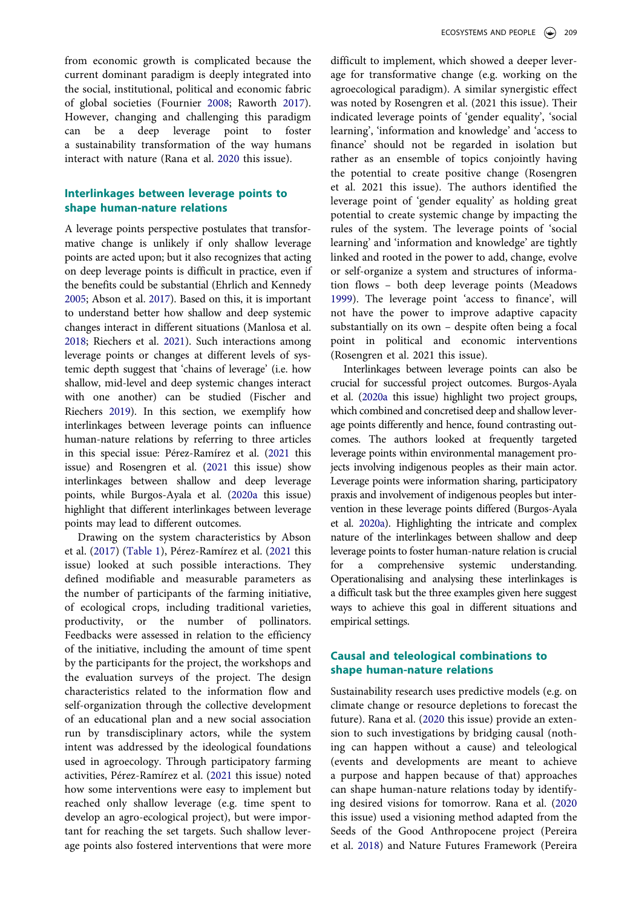from economic growth is complicated because the current dominant paradigm is deeply integrated into the social, institutional, political and economic fabric of global societies (Fournier 2008; Raworth 2017). However, changing and challenging this paradigm can be a deep leverage point to foster a sustainability transformation of the way humans interact with nature (Rana et al. 2020 this issue).

## Interlinkages between leverage points to shape human-nature relations

A leverage points perspective postulates that transformative change is unlikely if only shallow leverage points are acted upon; but it also recognizes that acting on deep leverage points is difficult in practice, even if the benefits could be substantial (Ehrlich and Kennedy 2005; Abson et al. 2017). Based on this, it is important to understand better how shallow and deep systemic changes interact in different situations (Manlosa et al. 2018; Riechers et al. 2021). Such interactions among leverage points or changes at different levels of systemic depth suggest that 'chains of leverage' (i.e. how shallow, mid-level and deep systemic changes interact with one another) can be studied (Fischer and Riechers 2019). In this section, we exemplify how interlinkages between leverage points can influence human-nature relations by referring to three articles in this special issue: Pérez-Ramírez et al. (2021 this issue) and Rosengren et al. (2021 this issue) show interlinkages between shallow and deep leverage points, while Burgos-Ayala et al. (2020a this issue) highlight that different interlinkages between leverage points may lead to different outcomes.

Drawing on the system characteristics by Abson et al. (2017) (Table 1), Pérez-Ramírez et al. (2021 this issue) looked at such possible interactions. They defined modifiable and measurable parameters as the number of participants of the farming initiative, of ecological crops, including traditional varieties, productivity, or the number of pollinators. Feedbacks were assessed in relation to the efficiency of the initiative, including the amount of time spent by the participants for the project, the workshops and the evaluation surveys of the project. The design characteristics related to the information flow and self-organization through the collective development of an educational plan and a new social association run by transdisciplinary actors, while the system intent was addressed by the ideological foundations used in agroecology. Through participatory farming activities, Pérez-Ramírez et al. (2021 this issue) noted how some interventions were easy to implement but reached only shallow leverage (e.g. time spent to develop an agro-ecological project), but were important for reaching the set targets. Such shallow leverage points also fostered interventions that were more difficult to implement, which showed a deeper leverage for transformative change (e.g. working on the agroecological paradigm). A similar synergistic effect was noted by Rosengren et al. (2021 this issue). Their indicated leverage points of 'gender equality', 'social learning', 'information and knowledge' and 'access to finance' should not be regarded in isolation but rather as an ensemble of topics conjointly having the potential to create positive change (Rosengren et al. 2021 this issue). The authors identified the leverage point of 'gender equality' as holding great potential to create systemic change by impacting the rules of the system. The leverage points of 'social learning' and 'information and knowledge' are tightly linked and rooted in the power to add, change, evolve or self-organize a system and structures of information flows – both deep leverage points (Meadows 1999). The leverage point 'access to finance', will not have the power to improve adaptive capacity substantially on its own – despite often being a focal point in political and economic interventions (Rosengren et al. 2021 this issue).

Interlinkages between leverage points can also be crucial for successful project outcomes. Burgos-Ayala et al. (2020a this issue) highlight two project groups, which combined and concretised deep and shallow leverage points differently and hence, found contrasting outcomes. The authors looked at frequently targeted leverage points within environmental management projects involving indigenous peoples as their main actor. Leverage points were information sharing, participatory praxis and involvement of indigenous peoples but intervention in these leverage points differed (Burgos-Ayala et al. 2020a). Highlighting the intricate and complex nature of the interlinkages between shallow and deep leverage points to foster human-nature relation is crucial for a comprehensive systemic understanding. Operationalising and analysing these interlinkages is a difficult task but the three examples given here suggest ways to achieve this goal in different situations and empirical settings.

## Causal and teleological combinations to shape human-nature relations

Sustainability research uses predictive models (e.g. on climate change or resource depletions to forecast the future). Rana et al. (2020 this issue) provide an extension to such investigations by bridging causal (nothing can happen without a cause) and teleological (events and developments are meant to achieve a purpose and happen because of that) approaches can shape human-nature relations today by identifying desired visions for tomorrow. Rana et al. (2020 this issue) used a visioning method adapted from the Seeds of the Good Anthropocene project (Pereira et al. 2018) and Nature Futures Framework (Pereira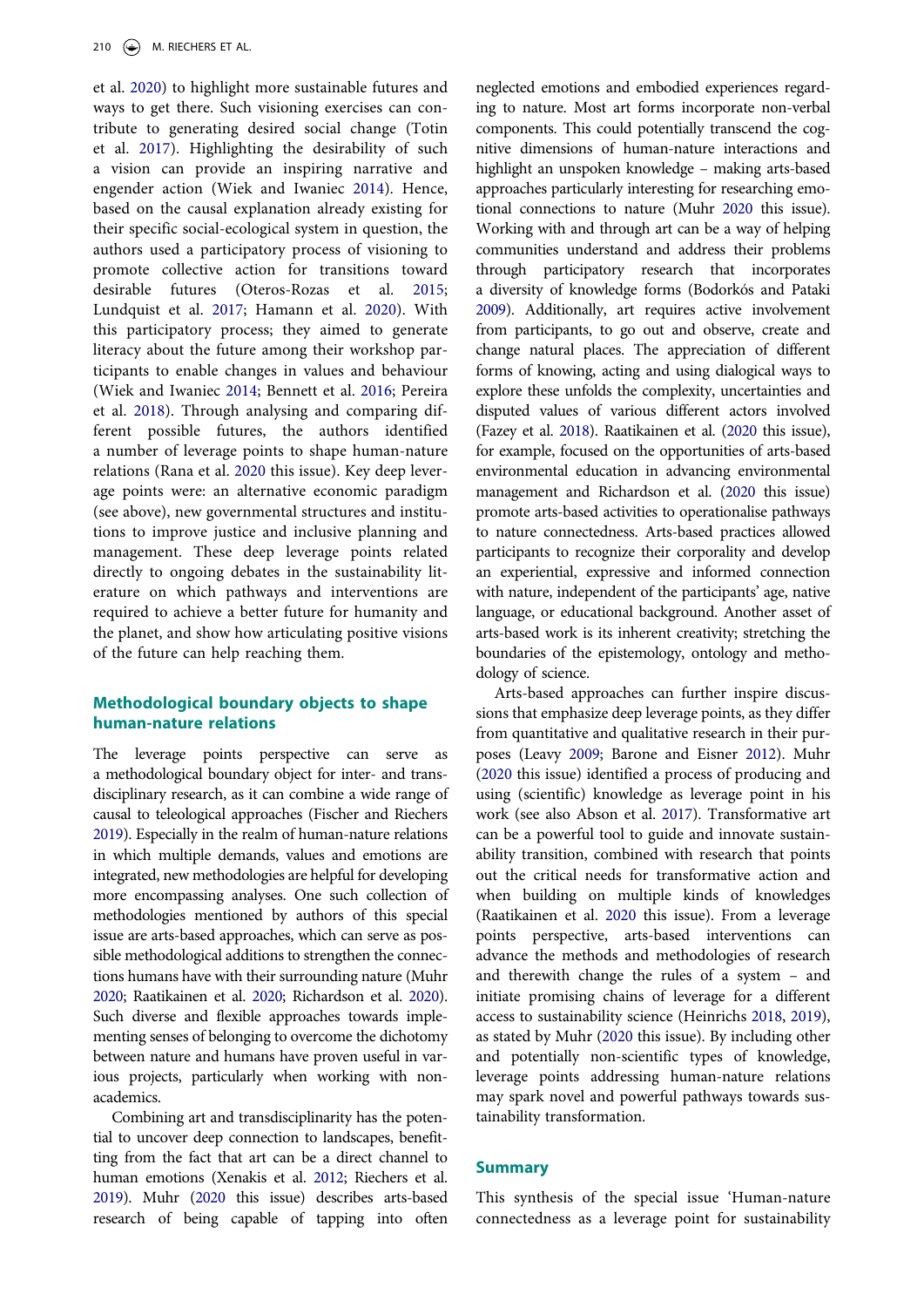et al. 2020) to highlight more sustainable futures and ways to get there. Such visioning exercises can contribute to generating desired social change (Totin et al. 2017). Highlighting the desirability of such a vision can provide an inspiring narrative and engender action (Wiek and Iwaniec 2014). Hence, based on the causal explanation already existing for their specific social-ecological system in question, the authors used a participatory process of visioning to promote collective action for transitions toward desirable futures (Oteros-Rozas et al. 2015; Lundquist et al. 2017; Hamann et al. 2020). With this participatory process; they aimed to generate literacy about the future among their workshop participants to enable changes in values and behaviour (Wiek and Iwaniec 2014; Bennett et al. 2016; Pereira et al. 2018). Through analysing and comparing different possible futures, the authors identified a number of leverage points to shape human-nature relations (Rana et al. 2020 this issue). Key deep leverage points were: an alternative economic paradigm (see above), new governmental structures and institutions to improve justice and inclusive planning and management. These deep leverage points related directly to ongoing debates in the sustainability literature on which pathways and interventions are required to achieve a better future for humanity and the planet, and show how articulating positive visions of the future can help reaching them.

## Methodological boundary objects to shape human-nature relations

The leverage points perspective can serve as a methodological boundary object for inter- and transdisciplinary research, as it can combine a wide range of causal to teleological approaches (Fischer and Riechers 2019). Especially in the realm of human-nature relations in which multiple demands, values and emotions are integrated, new methodologies are helpful for developing more encompassing analyses. One such collection of methodologies mentioned by authors of this special issue are arts-based approaches, which can serve as possible methodological additions to strengthen the connections humans have with their surrounding nature (Muhr 2020; Raatikainen et al. 2020; Richardson et al. 2020). Such diverse and flexible approaches towards implementing senses of belonging to overcome the dichotomy between nature and humans have proven useful in various projects, particularly when working with non-academics.

Combining art and transdisciplinarity has the potential to uncover deep connection to landscapes, benefitting from the fact that art can be a direct channel to human emotions (Xenakis et al. 2012; Riechers et al. 2019). Muhr (2020 this issue) describes arts-based research of being capable of tapping into often neglected emotions and embodied experiences regarding to nature. Most art forms incorporate non-verbal components. This could potentially transcend the cognitive dimensions of human-nature interactions and highlight an unspoken knowledge – making arts-based approaches particularly interesting for researching emotional connections to nature (Muhr 2020 this issue). Working with and through art can be a way of helping communities understand and address their problems through participatory research that incorporates a diversity of knowledge forms (Bodorkós and Pataki 2009). Additionally, art requires active involvement from participants, to go out and observe, create and change natural places. The appreciation of different forms of knowing, acting and using dialogical ways to explore these unfolds the complexity, uncertainties and disputed values of various different actors involved (Fazey et al. 2018). Raatikainen et al. (2020 this issue), for example, focused on the opportunities of arts-based environmental education in advancing environmental management and Richardson et al. (2020 this issue) promote arts-based activities to operationalise pathways to nature connectedness. Arts-based practices allowed participants to recognize their corporality and develop an experiential, expressive and informed connection with nature, independent of the participants' age, native language, or educational background. Another asset of arts-based work is its inherent creativity; stretching the boundaries of the epistemology, ontology and methodology of science.

Arts-based approaches can further inspire discussions that emphasize deep leverage points, as they differ from quantitative and qualitative research in their purposes (Leavy 2009; Barone and Eisner 2012). Muhr (2020 this issue) identified a process of producing and using (scientific) knowledge as leverage point in his work (see also Abson et al. 2017). Transformative art can be a powerful tool to guide and innovate sustainability transition, combined with research that points out the critical needs for transformative action and when building on multiple kinds of knowledges (Raatikainen et al. 2020 this issue). From a leverage points perspective, arts-based interventions can advance the methods and methodologies of research and therewith change the rules of a system – and initiate promising chains of leverage for a different access to sustainability science (Heinrichs 2018, 2019), as stated by Muhr (2020 this issue). By including other and potentially non-scientific types of knowledge, leverage points addressing human-nature relations may spark novel and powerful pathways towards sustainability transformation.

## Summary

This synthesis of the special issue 'Human-nature connectedness as a leverage point for sustainability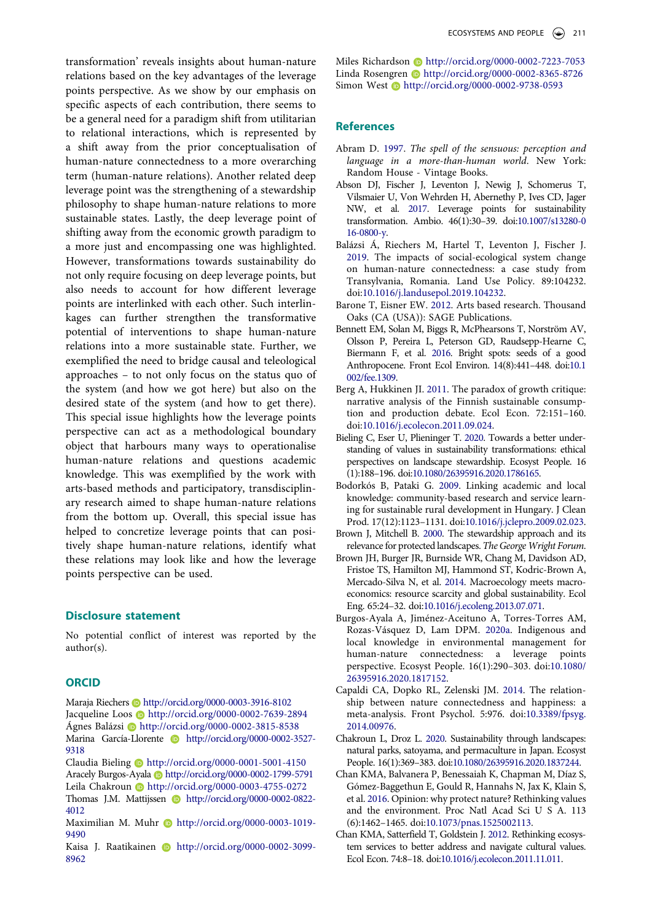transformation' reveals insights about human-nature relations based on the key advantages of the leverage points perspective. As we show by our emphasis on specific aspects of each contribution, there seems to be a general need for a paradigm shift from utilitarian to relational interactions, which is represented by a shift away from the prior conceptualisation of human-nature connectedness to a more overarching term (human-nature relations). Another related deep leverage point was the strengthening of a stewardship philosophy to shape human-nature relations to more sustainable states. Lastly, the deep leverage point of shifting away from the economic growth paradigm to a more just and encompassing one was highlighted. However, transformations towards sustainability do not only require focusing on deep leverage points, but also needs to account for how different leverage points are interlinked with each other. Such interlinkages can further strengthen the transformative potential of interventions to shape human-nature relations into a more sustainable state. Further, we exemplified the need to bridge causal and teleological approaches – to not only focus on the status quo of the system (and how we got here) but also on the desired state of the system (and how to get there). This special issue highlights how the leverage points perspective can act as a methodological boundary object that harbours many ways to operationalise human-nature relations and questions academic knowledge. This was exemplified by the work with arts-based methods and participatory, transdisciplinary research aimed to shape human-nature relations from the bottom up. Overall, this special issue has helped to concretize leverage points that can positively shape human-nature relations, identify what these relations may look like and how the leverage points perspective can be used.

## Disclosure statement

No potential conflict of interest was reported by the author(s).

## ORCID

Maraja Riechers http://orcid.org/0000-0003-3916-8102
Jacqueline Loos http://orcid.org/0000-0002-7639-2894
Ágnes Balázsi http://orcid.org/0000-0002-3815-8538
Marina García-Llorente http://orcid.org/0000-0002-3527-9318
Claudia Bieling http://orcid.org/0000-0001-5001-4150
Aracely Burgos-Ayala http://orcid.org/0000-0002-1799-5791
Leila Chakroun http://orcid.org/0000-0003-4755-0272
Thomas J.M. Mattijssen http://orcid.org/0000-0002-0822-4012
Maximilian M. Muhr http://orcid.org/0000-0003-1019-9490
Kaisa J. Raatikainen http://orcid.org/0000-0002-3099-8962
Miles Richardson http://orcid.org/0000-0002-7223-7053
Linda Rosengren http://orcid.org/0000-0002-8365-8726
Simon West http://orcid.org/0000-0002-9738-0593

## References

Abram D. 1997. *The spell of the sensuous: perception and language in a more-than-human world*. New York: Random House - Vintage Books.

Abson DJ, Fischer J, Leventon J, Newig J, Schomerus T, Vilsmaier U, Von Wehrden H, Abernethy P, Ives CD, Jager NW, et al. 2017. Leverage points for sustainability transformation. Ambio. 46(1):30–39. doi:10.1007/s13280-016-0800-y.

Balázsi Á, Riechers M, Hartel T, Leventon J, Fischer J. 2019. The impacts of social-ecological system change on human-nature connectedness: a case study from Transylvania, Romania. Land Use Policy. 89:104232. doi:10.1016/j.landusepol.2019.104232.

Barone T, Eisner EW. 2012. Arts based research. Thousand Oaks (CA (USA)): SAGE Publications.

Bennett EM, Solan M, Biggs R, McPhearsons T, Norström AV, Olsson P, Pereira L, Peterson GD, Raudsepp-Hearne C, Biermann F, et al. 2016. Bright spots: seeds of a good Anthropocene. Front Ecol Environ. 14(8):441–448. doi:10.1002/fee.1309.

Berg A, Hukkinen JI. 2011. The paradox of growth critique: narrative analysis of the Finnish sustainable consumption and production debate. Ecol Econ. 72:151–160. doi:10.1016/j.ecolecon.2011.09.024.

Bieling C, Eser U, Plieninger T. 2020. Towards a better understanding of values in sustainability transformations: ethical perspectives on landscape stewardship. Ecosyst People. 16(1):188–196. doi:10.1080/26395916.2020.1786165.

Bodorkós B, Pataki G. 2009. Linking academic and local knowledge: community-based research and service learning for sustainable rural development in Hungary. J Clean Prod. 17(12):1123–1131. doi:10.1016/j.jclepro.2009.02.023.

Brown J, Mitchell B. 2000. The stewardship approach and its relevance for protected landscapes. *The George Wright Forum*.

Brown JH, Burger JR, Burnside WR, Chang M, Davidson AD, Fristoe TS, Hamilton MJ, Hammond ST, Kodric-Brown A, Mercado-Silva N, et al. 2014. Macroecology meets macroeconomics: resource scarcity and global sustainability. Ecol Eng. 65:24–32. doi:10.1016/j.ecoleng.2013.07.071.

Burgos-Ayala A, Jiménez-Aceituno A, Torres-Torres AM, Rozas-Vásquez D, Lam DPM. 2020a. Indigenous and local knowledge in environmental management for human-nature connectedness: a leverage points perspective. Ecosyst People. 16(1):290–303. doi:10.1080/26395916.2020.1817152.

Capaldi CA, Dopko RL, Zelenski JM. 2014. The relationship between nature connectedness and happiness: a meta-analysis. Front Psychol. 5:976. doi:10.3389/fpsyg.2014.00976.

Chakroun L, Droz L. 2020. Sustainability through landscapes: natural parks, satoyama, and permaculture in Japan. Ecosyst People. 16(1):369–383. doi:10.1080/26395916.2020.1837244.

Chan KMA, Balvanera P, Benessaiah K, Chapman M, Díaz S, Gómez-Baggethun E, Gould R, Hannahs N, Jax K, Klain S, et al. 2016. Opinion: why protect nature? Rethinking values and the environment. Proc Natl Acad Sci U S A. 113(6):1462–1465. doi:10.1073/pnas.1525002113.

Chan KMA, Satterfield T, Goldstein J. 2012. Rethinking ecosystem services to better address and navigate cultural values. Ecol Econ. 74:8–18. doi:10.1016/j.ecolecon.2011.11.011.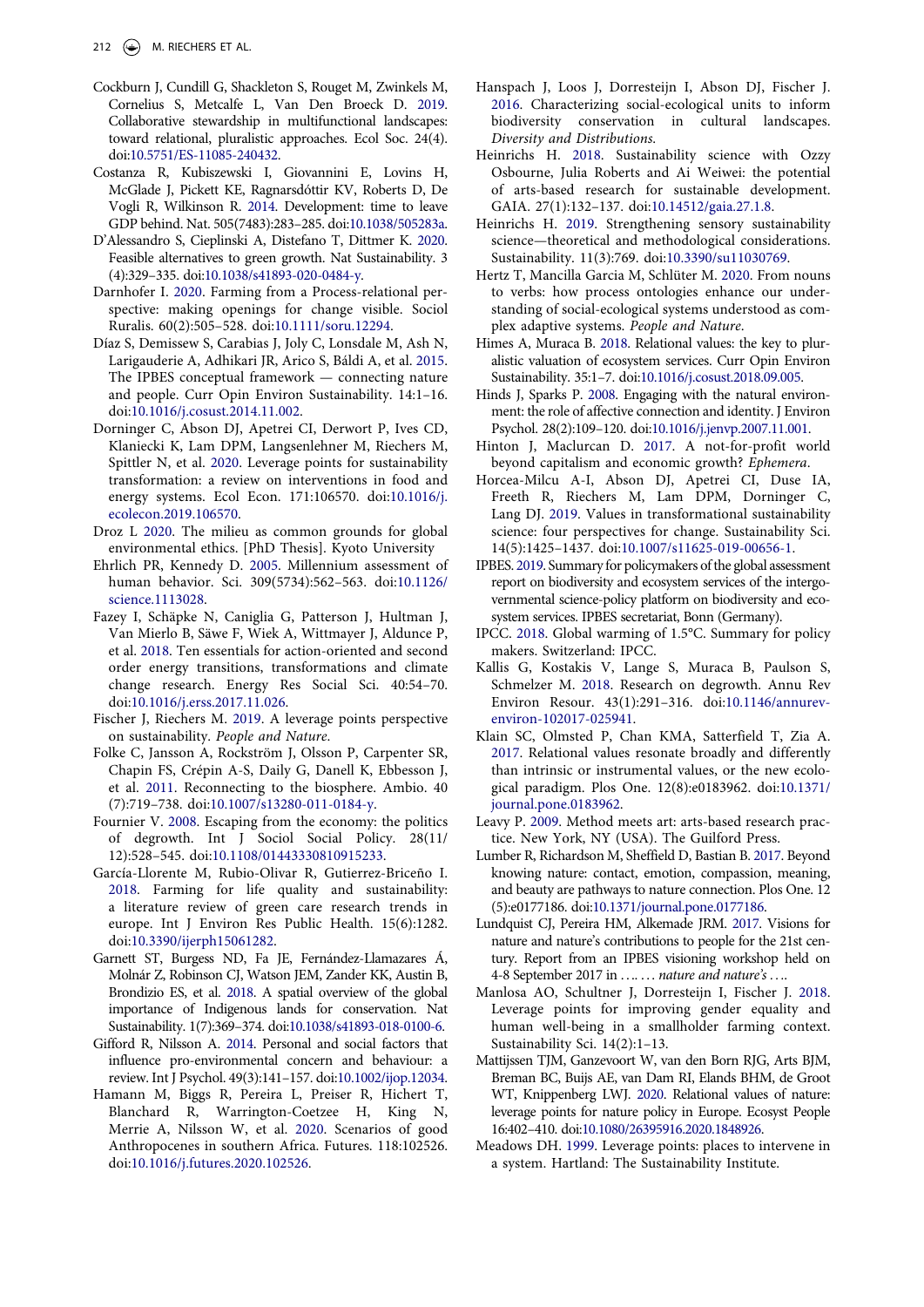Cockburn J, Cundill G, Shackleton S, Rouget M, Zwinkels M, Cornelius S, Metcalfe L, Van Den Broeck D. 2019. Collaborative stewardship in multifunctional landscapes: toward relational, pluralistic approaches. Ecol Soc. 24(4). doi:10.5751/ES-11085-240432.

Costanza R, Kubiszewski I, Giovannini E, Lovins H, McGlade J, Pickett KE, Ragnarsdóttir KV, Roberts D, De Vogli R, Wilkinson R. 2014. Development: time to leave GDP behind. Nat. 505(7483):283–285. doi:10.1038/505283a.

D'Alessandro S, Cieplinski A, Distefano T, Dittmer K. 2020. Feasible alternatives to green growth. Nat Sustainability. 3 (4):329–335. doi:10.1038/s41893-020-0484-y.

Darnhofer I. 2020. Farming from a Process-relational perspective: making openings for change visible. Sociol Ruralis. 60(2):505–528. doi:10.1111/soru.12294.

Díaz S, Demissew S, Carabias J, Joly C, Lonsdale M, Ash N, Larigauderie A, Adhikari JR, Arico S, Báldi A, et al. 2015. The IPBES conceptual framework — connecting nature and people. Curr Opin Environ Sustainability. 14:1–16. doi:10.1016/j.cosust.2014.11.002.

Dorninger C, Abson DJ, Apetrei CI, Derwort P, Ives CD, Klaniecki K, Lam DPM, Langsenlehner M, Riechers M, Spittler N, et al. 2020. Leverage points for sustainability transformation: a review on interventions in food and energy systems. Ecol Econ. 171:106570. doi:10.1016/j.ecolecon.2019.106570.

Droz L 2020. The milieu as common grounds for global environmental ethics. [PhD Thesis]. Kyoto University

Ehrlich PR, Kennedy D. 2005. Millennium assessment of human behavior. Sci. 309(5734):562–563. doi:10.1126/science.1113028.

Fazey I, Schäpke N, Caniglia G, Patterson J, Hultman J, Van Mierlo B, Säwe F, Wiek A, Wittmayer J, Aldunce P, et al. 2018. Ten essentials for action-oriented and second order energy transitions, transformations and climate change research. Energy Res Social Sci. 40:54–70. doi:10.1016/j.erss.2017.11.026.

Fischer J, Riechers M. 2019. A leverage points perspective on sustainability. *People and Nature*.

Folke C, Jansson A, Rockström J, Olsson P, Carpenter SR, Chapin FS, Crépin A-S, Daily G, Danell K, Ebbesson J, et al. 2011. Reconnecting to the biosphere. Ambio. 40 (7):719–738. doi:10.1007/s13280-011-0184-y.

Fournier V. 2008. Escaping from the economy: the politics of degrowth. Int J Sociol Social Policy. 28(11/12):528–545. doi:10.1108/01443330810915233.

García-Llorente M, Rubio-Olivar R, Gutierrez-Briceño I. 2018. Farming for life quality and sustainability: a literature review of green care research trends in europe. Int J Environ Res Public Health. 15(6):1282. doi:10.3390/ijerph15061282.

Garnett ST, Burgess ND, Fa JE, Fernández-Llamazares Á, Molnár Z, Robinson CJ, Watson JEM, Zander KK, Austin B, Brondizio ES, et al. 2018. A spatial overview of the global importance of Indigenous lands for conservation. Nat Sustainability. 1(7):369–374. doi:10.1038/s41893-018-0100-6.

Gifford R, Nilsson A. 2014. Personal and social factors that influence pro-environmental concern and behaviour: a review. Int J Psychol. 49(3):141–157. doi:10.1002/ijop.12034.

Hamann M, Biggs R, Pereira L, Preiser R, Hichert T, Blanchard R, Warrington-Coetzee H, King N, Merrie A, Nilsson W, et al. 2020. Scenarios of good Anthropocenes in southern Africa. Futures. 118:102526. doi:10.1016/j.futures.2020.102526.

Hanspach J, Loos J, Dorresteijn I, Abson DJ, Fischer J. 2016. Characterizing social-ecological units to inform biodiversity conservation in cultural landscapes. *Diversity and Distributions*.

Heinrichs H. 2018. Sustainability science with Ozzy Osbourne, Julia Roberts and Ai Weiwei: the potential of arts-based research for sustainable development. GAIA. 27(1):132–137. doi:10.14512/gaia.27.1.8.

Heinrichs H. 2019. Strengthening sensory sustainability science—theoretical and methodological considerations. Sustainability. 11(3):769. doi:10.3390/su11030769.

Hertz T, Mancilla Garcia M, Schlüter M. 2020. From nouns to verbs: how process ontologies enhance our understanding of social-ecological systems understood as complex adaptive systems. *People and Nature*.

Himes A, Muraca B. 2018. Relational values: the key to pluralistic valuation of ecosystem services. Curr Opin Environ Sustainability. 35:1–7. doi:10.1016/j.cosust.2018.09.005.

Hinds J, Sparks P. 2008. Engaging with the natural environment: the role of affective connection and identity. J Environ Psychol. 28(2):109–120. doi:10.1016/j.jenvp.2007.11.001.

Hinton J, Maclurcan D. 2017. A not-for-profit world beyond capitalism and economic growth? *Ephemera*.

Horcea-Milcu A-I, Abson DJ, Apetrei CI, Duse IA, Freeth R, Riechers M, Lam DPM, Dorninger C, Lang DJ. 2019. Values in transformational sustainability science: four perspectives for change. Sustainability Sci. 14(5):1425–1437. doi:10.1007/s11625-019-00656-1.

IPBES. 2019. Summary for policymakers of the global assessment report on biodiversity and ecosystem services of the intergovernmental science-policy platform on biodiversity and ecosystem services. IPBES secretariat, Bonn (Germany).

IPCC. 2018. Global warming of 1.5°C. Summary for policy makers. Switzerland: IPCC.

Kallis G, Kostakis V, Lange S, Muraca B, Paulson S, Schmelzer M. 2018. Research on degrowth. Annu Rev Environ Resour. 43(1):291–316. doi:10.1146/annurev-environ-102017-025941.

Klain SC, Olmsted P, Chan KMA, Satterfield T, Zia A. 2017. Relational values resonate broadly and differently than intrinsic or instrumental values, or the new ecological paradigm. Plos One. 12(8):e0183962. doi:10.1371/journal.pone.0183962.

Leavy P. 2009. Method meets art: arts-based research practice. New York, NY (USA). The Guilford Press.

Lumber R, Richardson M, Sheffield D, Bastian B. 2017. Beyond knowing nature: contact, emotion, compassion, meaning, and beauty are pathways to nature connection. Plos One. 12 (5):e0177186. doi:10.1371/journal.pone.0177186.

Lundquist CJ, Pereira HM, Alkemade JRM. 2017. Visions for nature and nature's contributions to people for the 21st century. Report from an IPBES visioning workshop held on 4-8 September 2017 in *… … nature and nature's …*.

Manlosa AO, Schultner J, Dorresteijn I, Fischer J. 2018. Leverage points for improving gender equality and human well-being in a smallholder farming context. Sustainability Sci. 14(2):1–13.

Mattijssen TJM, Ganzevoort W, van den Born RJG, Arts BJM, Breman BC, Buijs AE, van Dam RI, Elands BHM, de Groot WT, Knippenberg LWJ. 2020. Relational values of nature: leverage points for nature policy in Europe. Ecosyst People 16:402–410. doi:10.1080/26395916.2020.1848926.

Meadows DH. 1999. Leverage points: places to intervene in a system. Hartland: The Sustainability Institute.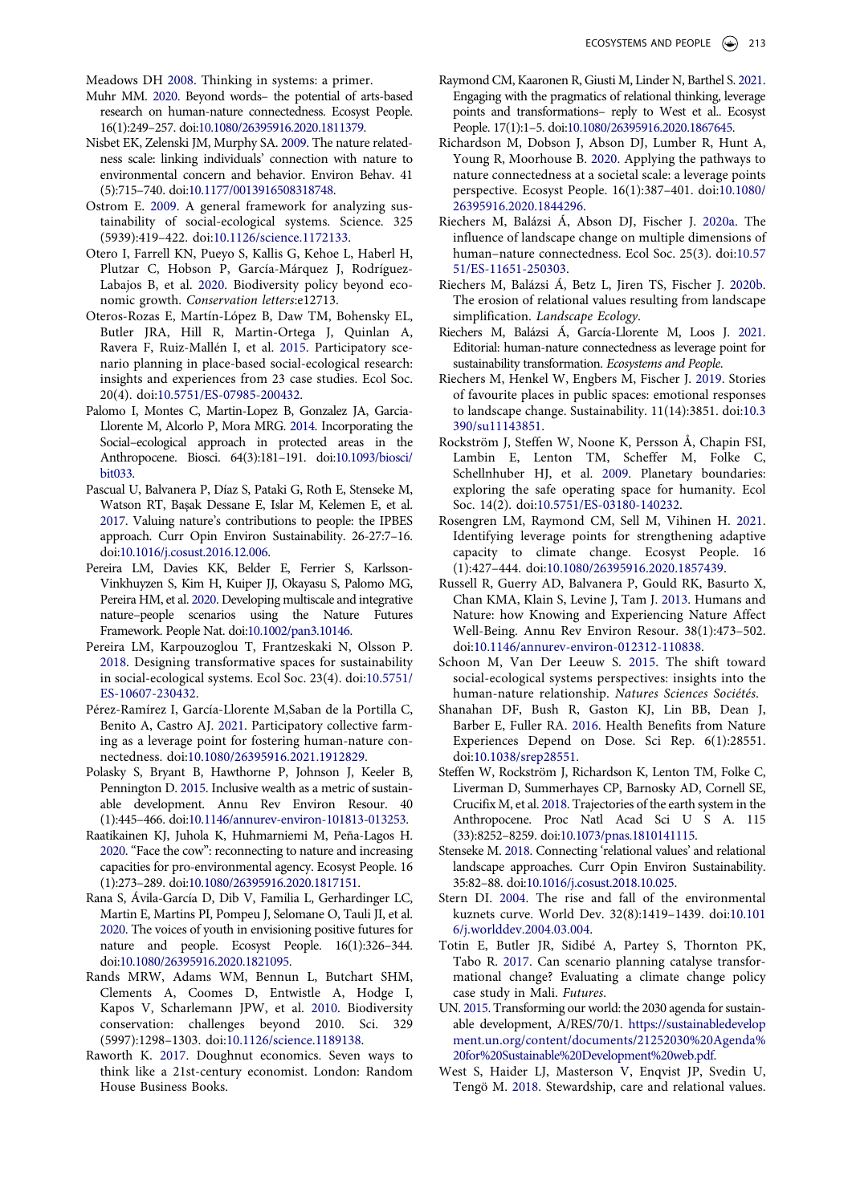Meadows DH 2008. Thinking in systems: a primer.

Muhr MM. 2020. Beyond words– the potential of arts-based research on human-nature connectedness. Ecosyst People. 16(1):249–257. doi:10.1080/26395916.2020.1811379.

Nisbet EK, Zelenski JM, Murphy SA. 2009. The nature relatedness scale: linking individuals' connection with nature to environmental concern and behavior. Environ Behav. 41 (5):715–740. doi:10.1177/0013916508318748.

Ostrom E. 2009. A general framework for analyzing sustainability of social-ecological systems. Science. 325 (5939):419–422. doi:10.1126/science.1172133.

Otero I, Farrell KN, Pueyo S, Kallis G, Kehoe L, Haberl H, Plutzar C, Hobson P, García-Márquez J, Rodríguez-Labajos B, et al. 2020. Biodiversity policy beyond economic growth. *Conservation letters*:e12713.

Oteros-Rozas E, Martín-López B, Daw TM, Bohensky EL, Butler JRA, Hill R, Martin-Ortega J, Quinlan A, Ravera F, Ruiz-Mallén I, et al. 2015. Participatory scenario planning in place-based social-ecological research: insights and experiences from 23 case studies. Ecol Soc. 20(4). doi:10.5751/ES-07985-200432.

Palomo I, Montes C, Martin-Lopez B, Gonzalez JA, Garcia-Llorente M, Alcorlo P, Mora MRG. 2014. Incorporating the Social–ecological approach in protected areas in the Anthropocene. Biosci. 64(3):181–191. doi:10.1093/biosci/bit033.

Pascual U, Balvanera P, Díaz S, Pataki G, Roth E, Stenseke M, Watson RT, Başak Dessane E, Islar M, Kelemen E, et al. 2017. Valuing nature's contributions to people: the IPBES approach. Curr Opin Environ Sustainability. 26-27:7–16. doi:10.1016/j.cosust.2016.12.006.

Pereira LM, Davies KK, Belder E, Ferrier S, Karlsson-Vinkhuyzen S, Kim H, Kuiper JJ, Okayasu S, Palomo MG, Pereira HM, et al. 2020. Developing multiscale and integrative nature–people scenarios using the Nature Futures Framework. People Nat. doi:10.1002/pan3.10146.

Pereira LM, Karpouzoglou T, Frantzeskaki N, Olsson P. 2018. Designing transformative spaces for sustainability in social-ecological systems. Ecol Soc. 23(4). doi:10.5751/ES-10607-230432.

Pérez-Ramírez I, García-Llorente M,Saban de la Portilla C, Benito A, Castro AJ. 2021. Participatory collective farming as a leverage point for fostering human-nature connectedness. doi:10.1080/26395916.2021.1912829.

Polasky S, Bryant B, Hawthorne P, Johnson J, Keeler B, Pennington D. 2015. Inclusive wealth as a metric of sustainable development. Annu Rev Environ Resour. 40 (1):445–466. doi:10.1146/annurev-environ-101813-013253.

Raatikainen KJ, Juhola K, Huhmarniemi M, Peña-Lagos H. 2020. "Face the cow": reconnecting to nature and increasing capacities for pro-environmental agency. Ecosyst People. 16 (1):273–289. doi:10.1080/26395916.2020.1817151.

Rana S, Ávila-García D, Dib V, Familia L, Gerhardinger LC, Martin E, Martins PI, Pompeu J, Selomane O, Tauli JI, et al. 2020. The voices of youth in envisioning positive futures for nature and people. Ecosyst People. 16(1):326–344. doi:10.1080/26395916.2020.1821095.

Rands MRW, Adams WM, Bennun L, Butchart SHM, Clements A, Coomes D, Entwistle A, Hodge I, Kapos V, Scharlemann JPW, et al. 2010. Biodiversity conservation: challenges beyond 2010. Sci. 329 (5997):1298–1303. doi:10.1126/science.1189138.

Raworth K. 2017. Doughnut economics. Seven ways to think like a 21st-century economist. London: Random House Business Books.

Raymond CM, Kaaronen R, Giusti M, Linder N, Barthel S. 2021. Engaging with the pragmatics of relational thinking, leverage points and transformations– reply to West et al.. Ecosyst People. 17(1):1–5. doi:10.1080/26395916.2020.1867645.

Richardson M, Dobson J, Abson DJ, Lumber R, Hunt A, Young R, Moorhouse B. 2020. Applying the pathways to nature connectedness at a societal scale: a leverage points perspective. Ecosyst People. 16(1):387–401. doi:10.1080/26395916.2020.1844296.

Riechers M, Balázsi Á, Abson DJ, Fischer J. 2020a. The influence of landscape change on multiple dimensions of human–nature connectedness. Ecol Soc. 25(3). doi:10.5751/ES-11651-250303.

Riechers M, Balázsi Á, Betz L, Jiren TS, Fischer J. 2020b. The erosion of relational values resulting from landscape simplification. *Landscape Ecology*.

Riechers M, Balázsi Á, García-Llorente M, Loos J. 2021. Editorial: human-nature connectedness as leverage point for sustainability transformation. *Ecosystems and People*.

Riechers M, Henkel W, Engbers M, Fischer J. 2019. Stories of favourite places in public spaces: emotional responses to landscape change. Sustainability. 11(14):3851. doi:10.3390/su11143851.

Rockström J, Steffen W, Noone K, Persson Å, Chapin FSI, Lambin E, Lenton TM, Scheffer M, Folke C, Schellnhuber HJ, et al. 2009. Planetary boundaries: exploring the safe operating space for humanity. Ecol Soc. 14(2). doi:10.5751/ES-03180-140232.

Rosengren LM, Raymond CM, Sell M, Vihinen H. 2021. Identifying leverage points for strengthening adaptive capacity to climate change. Ecosyst People. 16 (1):427–444. doi:10.1080/26395916.2020.1857439.

Russell R, Guerry AD, Balvanera P, Gould RK, Basurto X, Chan KMA, Klain S, Levine J, Tam J. 2013. Humans and Nature: how Knowing and Experiencing Nature Affect Well-Being. Annu Rev Environ Resour. 38(1):473–502. doi:10.1146/annurev-environ-012312-110838.

Schoon M, Van Der Leeuw S. 2015. The shift toward social-ecological systems perspectives: insights into the human-nature relationship. *Natures Sciences Sociétés*.

Shanahan DF, Bush R, Gaston KJ, Lin BB, Dean J, Barber E, Fuller RA. 2016. Health Benefits from Nature Experiences Depend on Dose. Sci Rep. 6(1):28551. doi:10.1038/srep28551.

Steffen W, Rockström J, Richardson K, Lenton TM, Folke C, Liverman D, Summerhayes CP, Barnosky AD, Cornell SE, Crucifix M, et al. 2018. Trajectories of the earth system in the Anthropocene. Proc Natl Acad Sci U S A. 115 (33):8252–8259. doi:10.1073/pnas.1810141115.

Stenseke M. 2018. Connecting 'relational values' and relational landscape approaches. Curr Opin Environ Sustainability. 35:82–88. doi:10.1016/j.cosust.2018.10.025.

Stern DI. 2004. The rise and fall of the environmental kuznets curve. World Dev. 32(8):1419–1439. doi:10.1016/j.worlddev.2004.03.004.

Totin E, Butler JR, Sidibé A, Partey S, Thornton PK, Tabo R. 2017. Can scenario planning catalyse transformational change? Evaluating a climate change policy case study in Mali. *Futures*.

UN. 2015. Transforming our world: the 2030 agenda for sustainable development, A/RES/70/1. https://sustainabledevelopment.un.org/content/documents/21252030%20Agenda%20for%20Sustainable%20Development%20web.pdf.

West S, Haider LJ, Masterson V, Enqvist JP, Svedin U, Tengö M. 2018. Stewardship, care and relational values.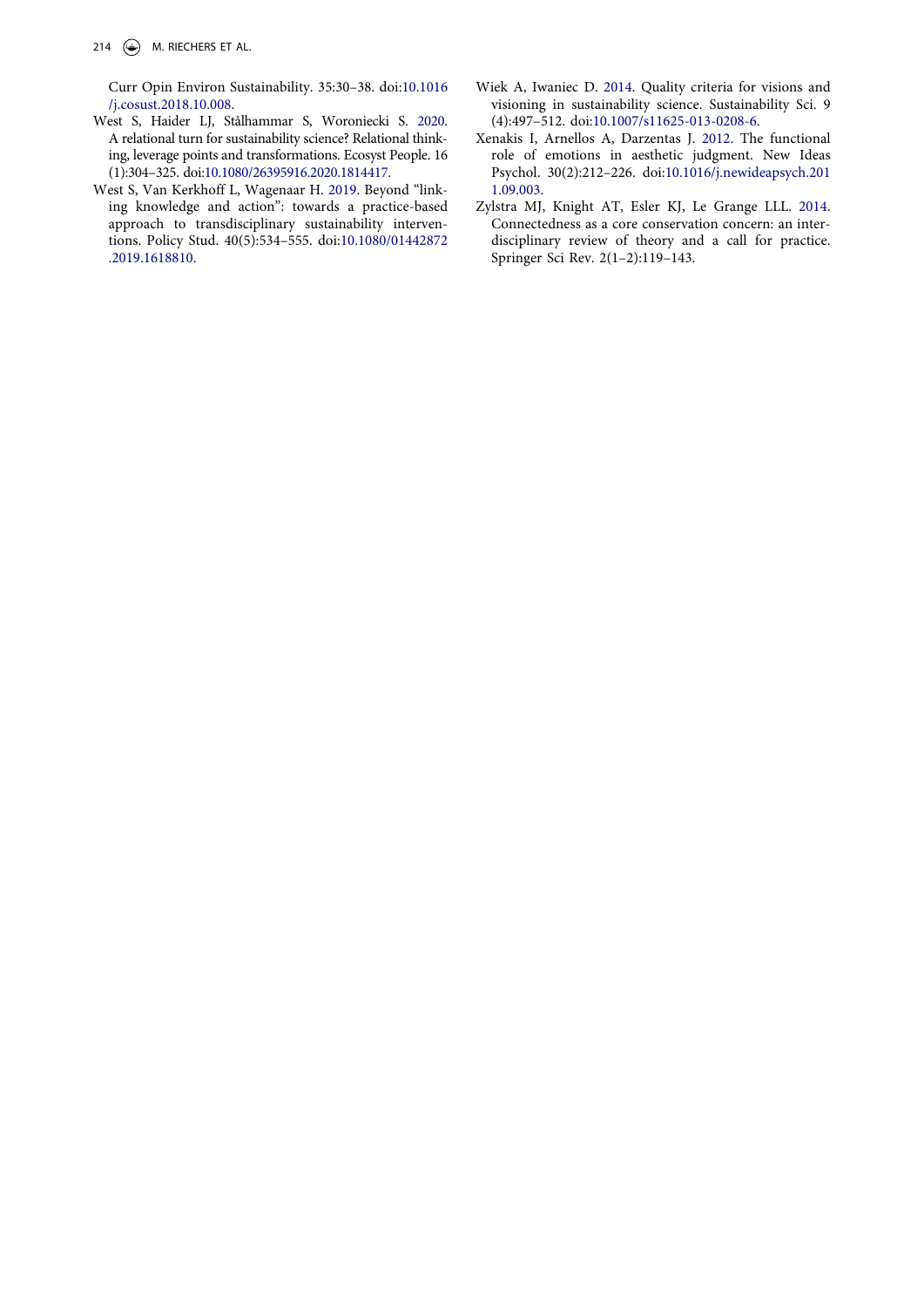Curr Opin Environ Sustainability. 35:30–38. doi:10.1016/j.cosust.2018.10.008.

West S, Haider LJ, Stålhammar S, Woroniecki S. 2020. A relational turn for sustainability science? Relational thinking, leverage points and transformations. Ecosyst People. 16(1):304–325. doi:10.1080/26395916.2020.1814417.

West S, Van Kerkhoff L, Wagenaar H. 2019. Beyond "linking knowledge and action": towards a practice-based approach to transdisciplinary sustainability interventions. Policy Stud. 40(5):534–555. doi:10.1080/01442872.2019.1618810.

Wiek A, Iwaniec D. 2014. Quality criteria for visions and visioning in sustainability science. Sustainability Sci. 9(4):497–512. doi:10.1007/s11625-013-0208-6.

Xenakis I, Arnellos A, Darzentas J. 2012. The functional role of emotions in aesthetic judgment. New Ideas Psychol. 30(2):212–226. doi:10.1016/j.newideapsych.2011.09.003.

Zylstra MJ, Knight AT, Esler KJ, Le Grange LLL. 2014. Connectedness as a core conservation concern: an interdisciplinary review of theory and a call for practice. Springer Sci Rev. 2(1–2):119–143.